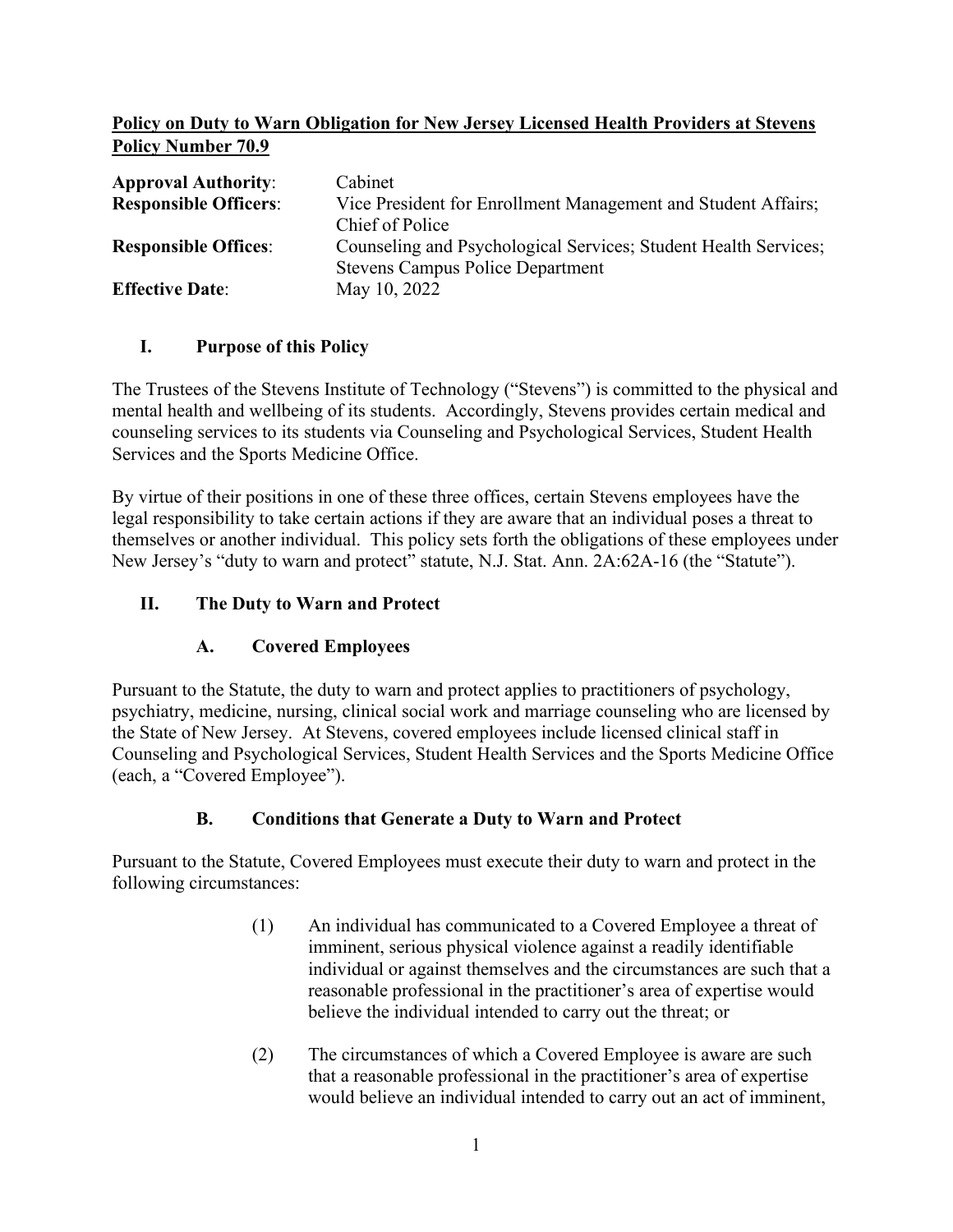**Policy on Duty to Warn Obligation for New Jersey Licensed Health Providers at Stevens**
**Policy Number 70.9**

| | |
|---|---|
| **Approval Authority**: | Cabinet |
| **Responsible Officers**: | Vice President for Enrollment Management and Student Affairs; Chief of Police |
| **Responsible Offices**: | Counseling and Psychological Services; Student Health Services; Stevens Campus Police Department |
| **Effective Date**: | May 10, 2022 |

## I. Purpose of this Policy

The Trustees of the Stevens Institute of Technology ("Stevens") is committed to the physical and mental health and wellbeing of its students. Accordingly, Stevens provides certain medical and counseling services to its students via Counseling and Psychological Services, Student Health Services and the Sports Medicine Office.

By virtue of their positions in one of these three offices, certain Stevens employees have the legal responsibility to take certain actions if they are aware that an individual poses a threat to themselves or another individual. This policy sets forth the obligations of these employees under New Jersey's "duty to warn and protect" statute, N.J. Stat. Ann. 2A:62A-16 (the "Statute").

## II. The Duty to Warn and Protect

### A. Covered Employees

Pursuant to the Statute, the duty to warn and protect applies to practitioners of psychology, psychiatry, medicine, nursing, clinical social work and marriage counseling who are licensed by the State of New Jersey. At Stevens, covered employees include licensed clinical staff in Counseling and Psychological Services, Student Health Services and the Sports Medicine Office (each, a "Covered Employee").

### B. Conditions that Generate a Duty to Warn and Protect

Pursuant to the Statute, Covered Employees must execute their duty to warn and protect in the following circumstances:

(1) An individual has communicated to a Covered Employee a threat of imminent, serious physical violence against a readily identifiable individual or against themselves and the circumstances are such that a reasonable professional in the practitioner's area of expertise would believe the individual intended to carry out the threat; or

(2) The circumstances of which a Covered Employee is aware are such that a reasonable professional in the practitioner's area of expertise would believe an individual intended to carry out an act of imminent,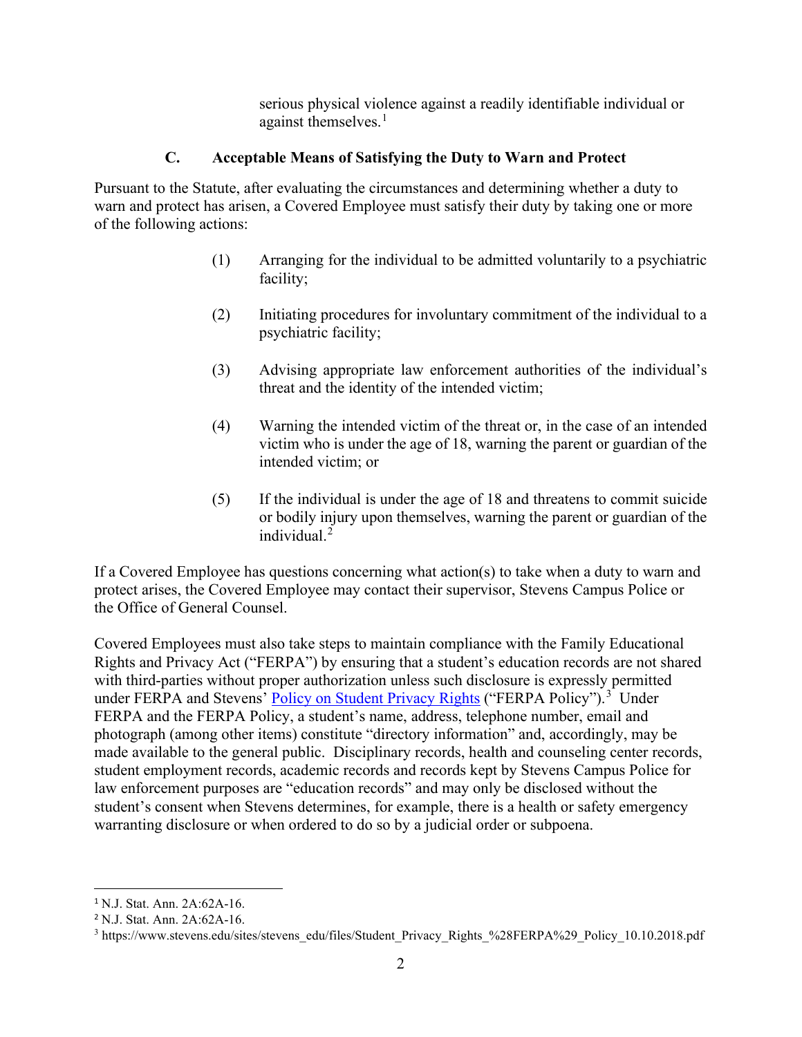serious physical violence against a readily identifiable individual or against themselves.[1]

### C. Acceptable Means of Satisfying the Duty to Warn and Protect

Pursuant to the Statute, after evaluating the circumstances and determining whether a duty to warn and protect has arisen, a Covered Employee must satisfy their duty by taking one or more of the following actions:

(1) Arranging for the individual to be admitted voluntarily to a psychiatric facility;

(2) Initiating procedures for involuntary commitment of the individual to a psychiatric facility;

(3) Advising appropriate law enforcement authorities of the individual's threat and the identity of the intended victim;

(4) Warning the intended victim of the threat or, in the case of an intended victim who is under the age of 18, warning the parent or guardian of the intended victim; or

(5) If the individual is under the age of 18 and threatens to commit suicide or bodily injury upon themselves, warning the parent or guardian of the individual.[2]

If a Covered Employee has questions concerning what action(s) to take when a duty to warn and protect arises, the Covered Employee may contact their supervisor, Stevens Campus Police or the Office of General Counsel.

Covered Employees must also take steps to maintain compliance with the Family Educational Rights and Privacy Act ("FERPA") by ensuring that a student's education records are not shared with third-parties without proper authorization unless such disclosure is expressly permitted under FERPA and Stevens' Policy on Student Privacy Rights ("FERPA Policy").[3] Under FERPA and the FERPA Policy, a student's name, address, telephone number, email and photograph (among other items) constitute "directory information" and, accordingly, may be made available to the general public. Disciplinary records, health and counseling center records, student employment records, academic records and records kept by Stevens Campus Police for law enforcement purposes are "education records" and may only be disclosed without the student's consent when Stevens determines, for example, there is a health or safety emergency warranting disclosure or when ordered to do so by a judicial order or subpoena.

---

[1] N.J. Stat. Ann. 2A:62A-16.

[2] N.J. Stat. Ann. 2A:62A-16.

[3] https://www.stevens.edu/sites/stevens_edu/files/Student_Privacy_Rights_%28FERPA%29_Policy_10.10.2018.pdf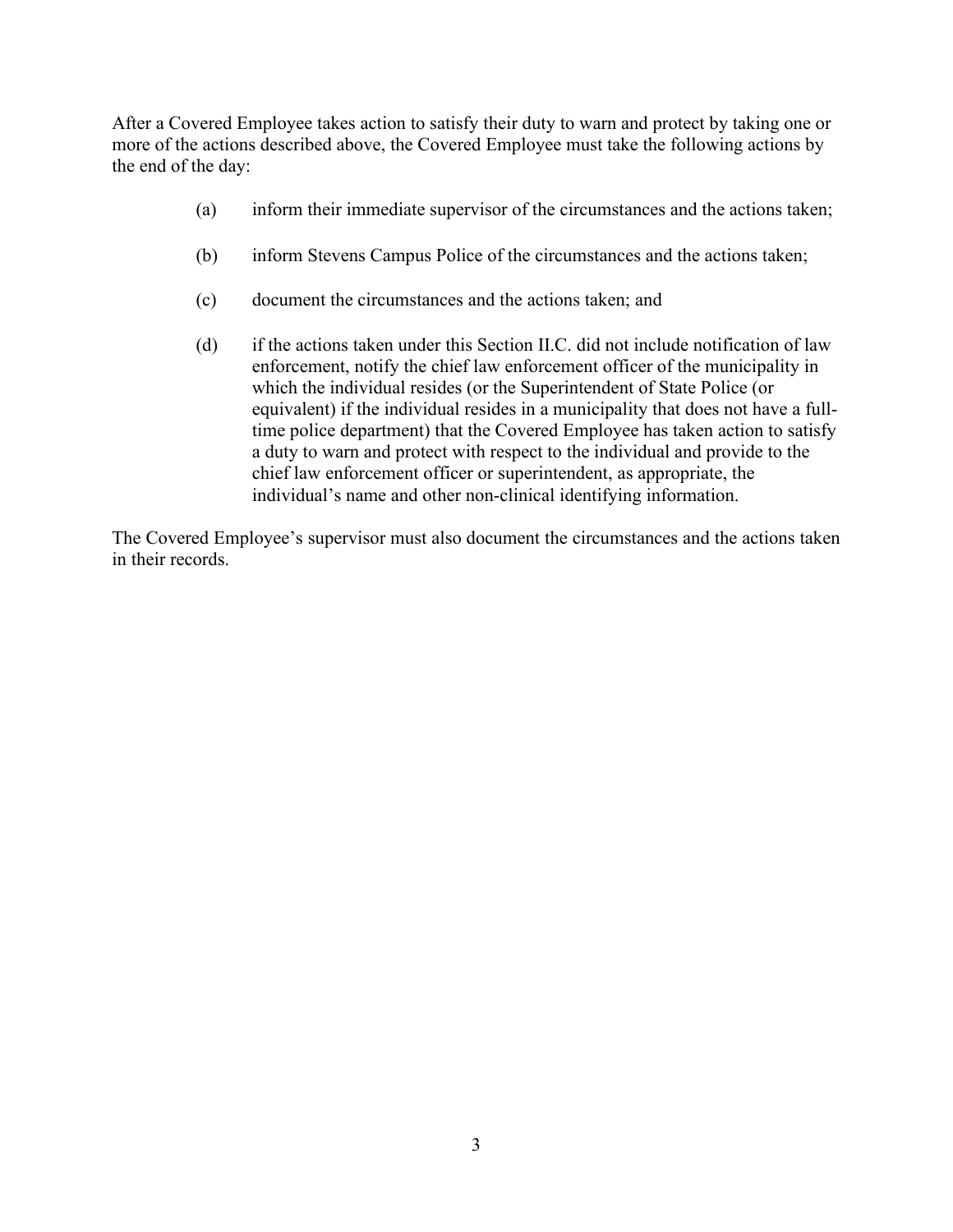After a Covered Employee takes action to satisfy their duty to warn and protect by taking one or more of the actions described above, the Covered Employee must take the following actions by the end of the day:

(a) inform their immediate supervisor of the circumstances and the actions taken;

(b) inform Stevens Campus Police of the circumstances and the actions taken;

(c) document the circumstances and the actions taken; and

(d) if the actions taken under this Section II.C. did not include notification of law enforcement, notify the chief law enforcement officer of the municipality in which the individual resides (or the Superintendent of State Police (or equivalent) if the individual resides in a municipality that does not have a full-time police department) that the Covered Employee has taken action to satisfy a duty to warn and protect with respect to the individual and provide to the chief law enforcement officer or superintendent, as appropriate, the individual's name and other non-clinical identifying information.

The Covered Employee's supervisor must also document the circumstances and the actions taken in their records.